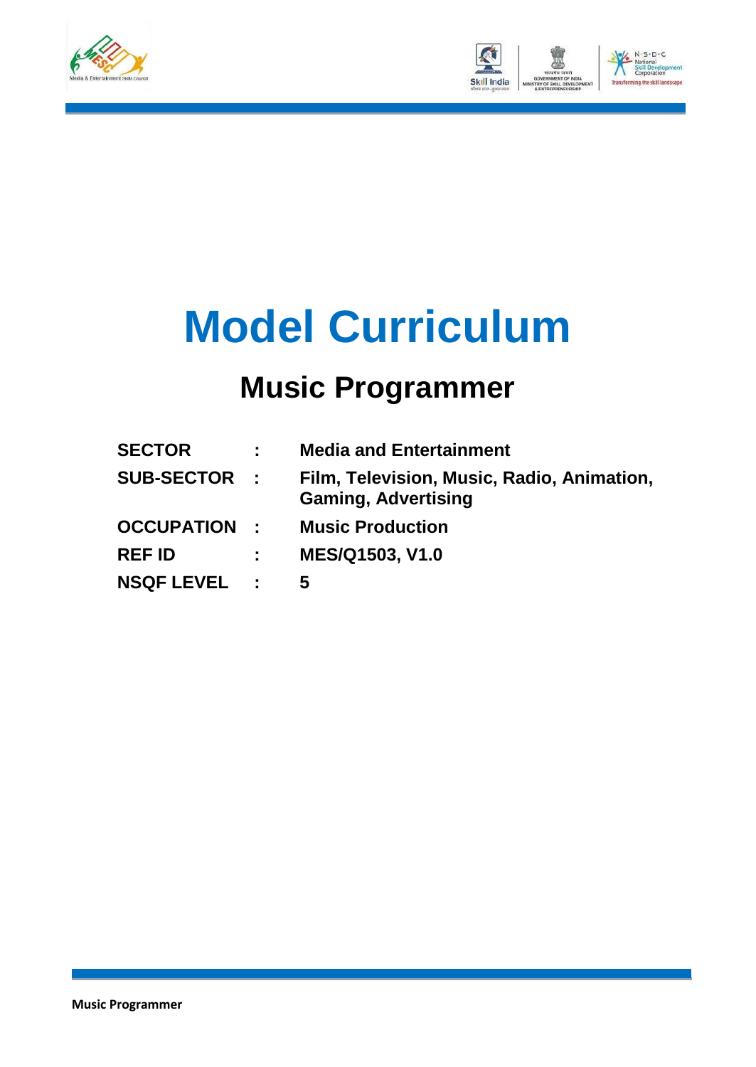# Model Curriculum

## Music Programmer

| | | |
|---|---|---|
| **SECTOR** | **:** | **Media and Entertainment** |
| **SUB-SECTOR** | **:** | **Film, Television, Music, Radio, Animation, Gaming, Advertising** |
| **OCCUPATION** | **:** | **Music Production** |
| **REF ID** | **:** | **MES/Q1503, V1.0** |
| **NSQF LEVEL** | **:** | **5** |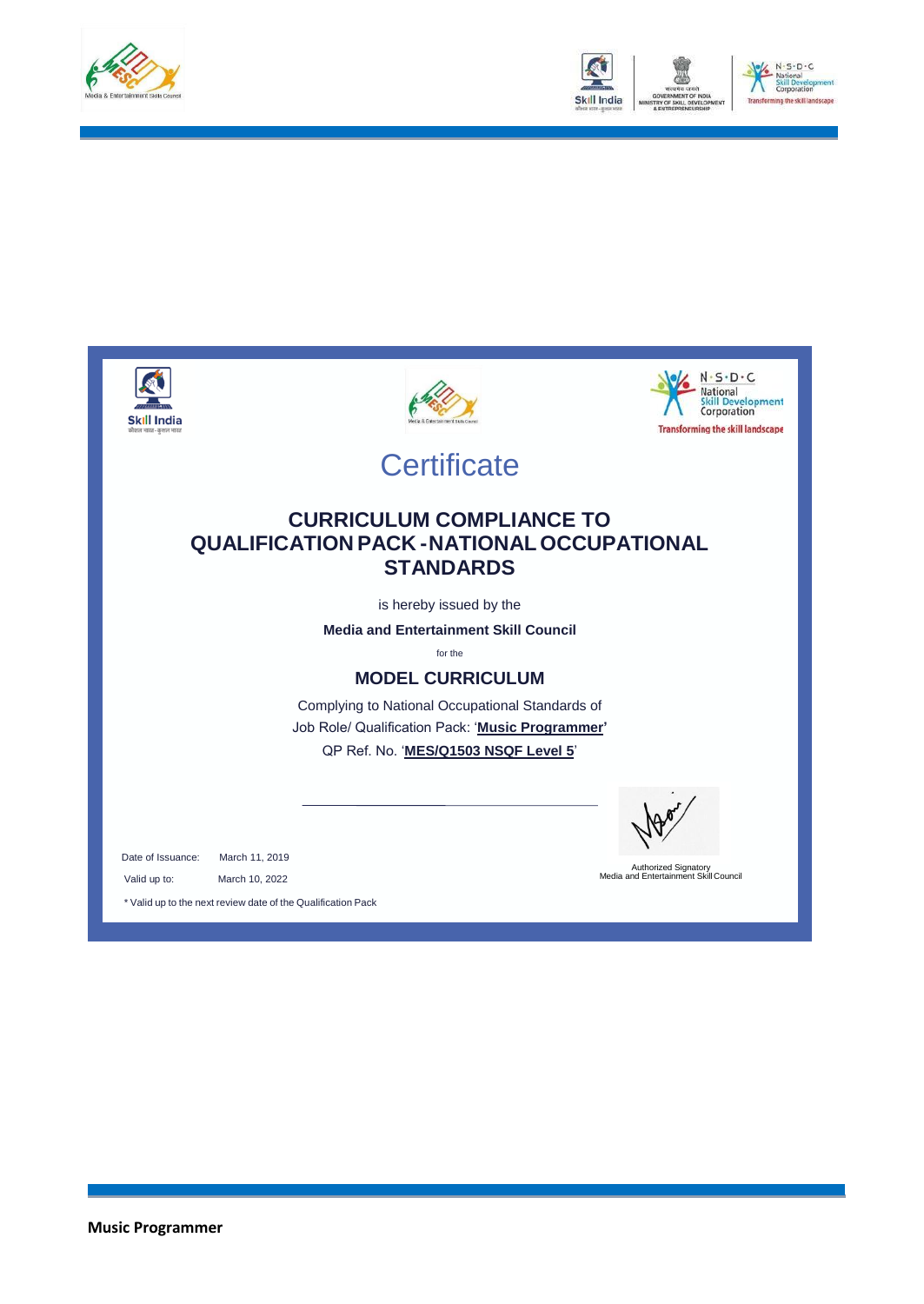# Certificate

## CURRICULUM COMPLIANCE TO QUALIFICATION PACK - NATIONAL OCCUPATIONAL STANDARDS

is hereby issued by the

**Media and Entertainment Skill Council**

for the

### MODEL CURRICULUM

Complying to National Occupational Standards of
Job Role/ Qualification Pack: '**Music Programmer**'
QP Ref. No. '**MES/Q1503 NSQF Level 5**'

Date of Issuance: March 11, 2019

Valid up to: March 10, 2022

\* Valid up to the next review date of the Qualification Pack

Authorized Signatory
Media and Entertainment Skill Council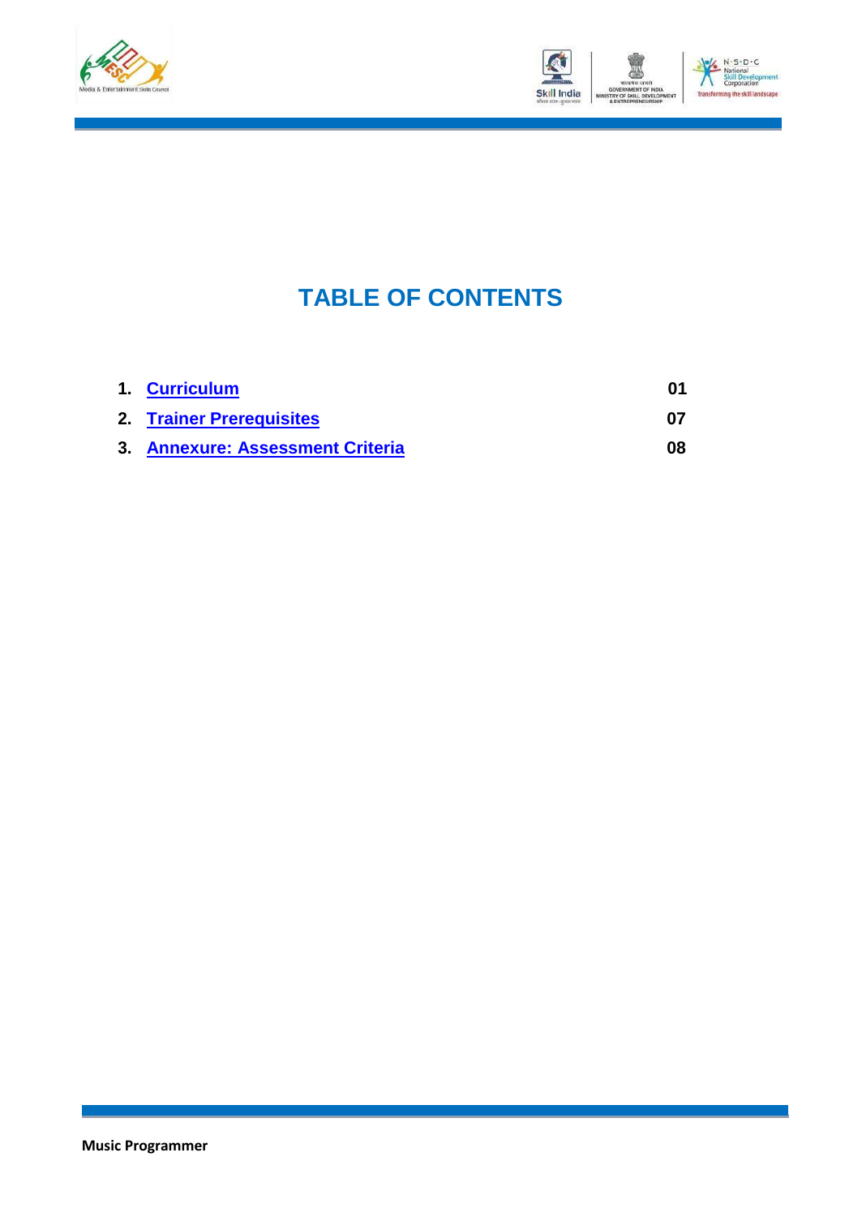# TABLE OF CONTENTS

| | | |
|---|---|---|
| 1. | **Curriculum** | **01** |
| 2. | **Trainer Prerequisites** | **07** |
| 3. | **Annexure: Assessment Criteria** | **08** |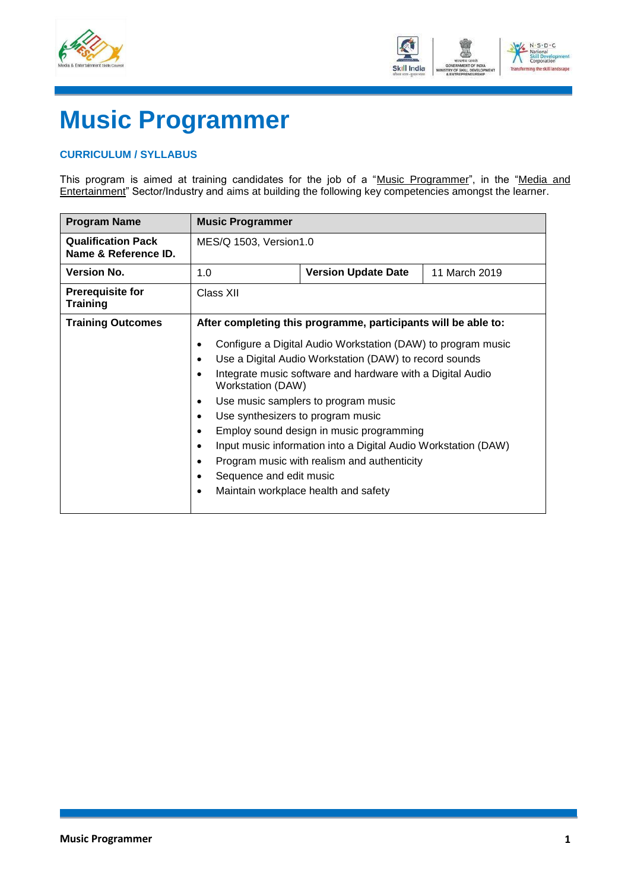# Music Programmer

### CURRICULUM / SYLLABUS

This program is aimed at training candidates for the job of a "Music Programmer", in the "Media and Entertainment" Sector/Industry and aims at building the following key competencies amongst the learner.

| **Program Name** | **Music Programmer** | | |
|---|---|---|---|
| **Qualification Pack Name & Reference ID.** | MES/Q 1503, Version1.0 | | |
| **Version No.** | 1.0 | **Version Update Date** | 11 March 2019 |
| **Prerequisite for Training** | Class XII | | |
| **Training Outcomes** | **After completing this programme, participants will be able to:**<br>• Configure a Digital Audio Workstation (DAW) to program music<br>• Use a Digital Audio Workstation (DAW) to record sounds<br>• Integrate music software and hardware with a Digital Audio Workstation (DAW)<br>• Use music samplers to program music<br>• Use synthesizers to program music<br>• Employ sound design in music programming<br>• Input music information into a Digital Audio Workstation (DAW)<br>• Program music with realism and authenticity<br>• Sequence and edit music<br>• Maintain workplace health and safety | | |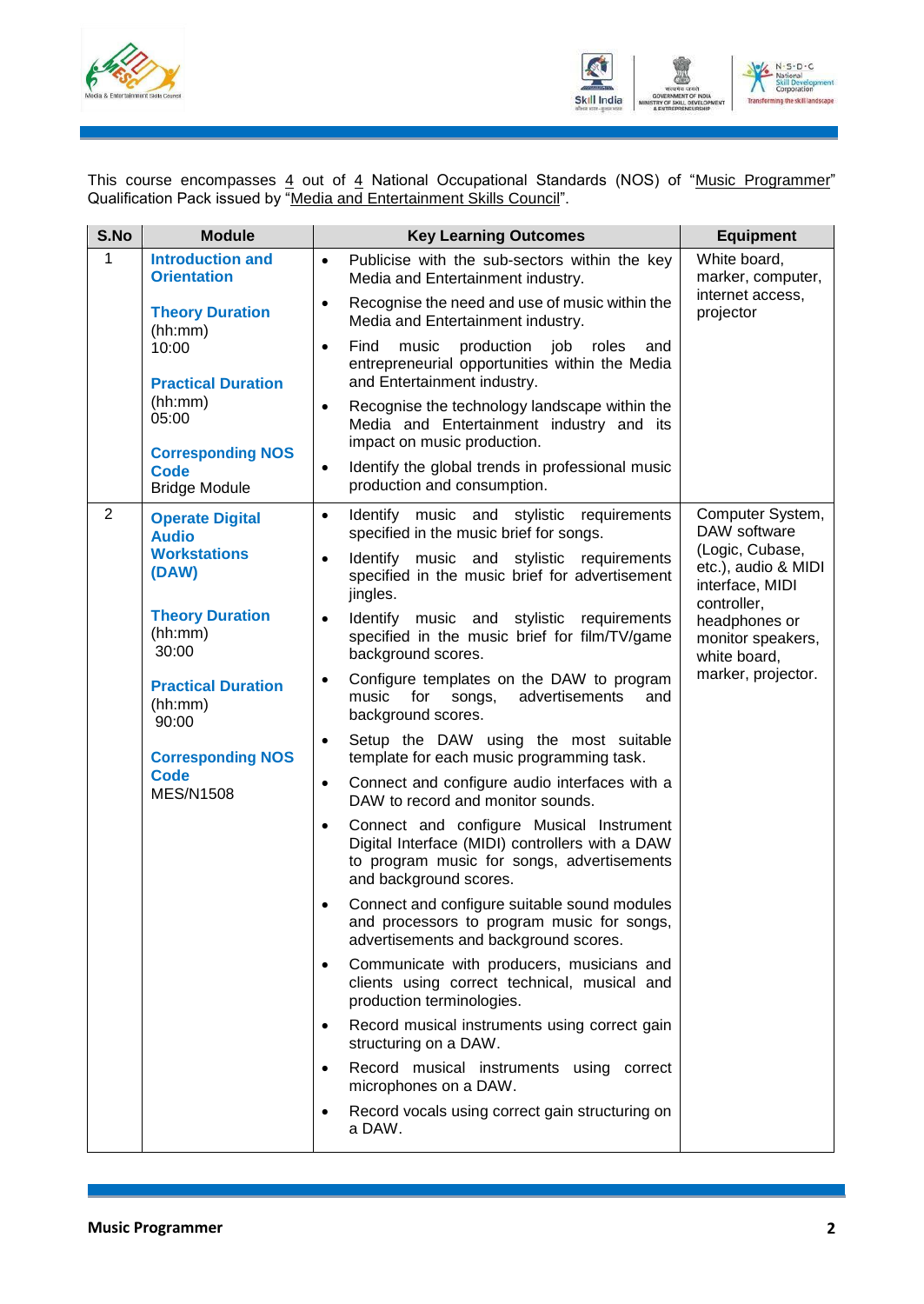This course encompasses 4 out of 4 National Occupational Standards (NOS) of "Music Programmer" Qualification Pack issued by "Media and Entertainment Skills Council".

| S.No | Module | Key Learning Outcomes | Equipment |
|---|---|---|---|
| 1 | **Introduction and Orientation**<br><br>**Theory Duration** (hh:mm)<br>10:00<br><br>**Practical Duration** (hh:mm)<br>05:00<br><br>**Corresponding NOS Code**<br>Bridge Module | • Publicise with the sub-sectors within the key Media and Entertainment industry.<br>• Recognise the need and use of music within the Media and Entertainment industry.<br>• Find music production job roles and entrepreneurial opportunities within the Media and Entertainment industry.<br>• Recognise the technology landscape within the Media and Entertainment industry and its impact on music production.<br>• Identify the global trends in professional music production and consumption. | White board, marker, computer, internet access, projector |
| 2 | **Operate Digital Audio Workstations (DAW)**<br><br>**Theory Duration** (hh:mm)<br>30:00<br><br>**Practical Duration** (hh:mm)<br>90:00<br><br>**Corresponding NOS Code**<br>MES/N1508 | • Identify music and stylistic requirements specified in the music brief for songs.<br>• Identify music and stylistic requirements specified in the music brief for advertisement jingles.<br>• Identify music and stylistic requirements specified in the music brief for film/TV/game background scores.<br>• Configure templates on the DAW to program music for songs, advertisements and background scores.<br>• Setup the DAW using the most suitable template for each music programming task.<br>• Connect and configure audio interfaces with a DAW to record and monitor sounds.<br>• Connect and configure Musical Instrument Digital Interface (MIDI) controllers with a DAW to program music for songs, advertisements and background scores.<br>• Connect and configure suitable sound modules and processors to program music for songs, advertisements and background scores.<br>• Communicate with producers, musicians and clients using correct technical, musical and production terminologies.<br>• Record musical instruments using correct gain structuring on a DAW.<br>• Record musical instruments using correct microphones on a DAW.<br>• Record vocals using correct gain structuring on a DAW. | Computer System, DAW software (Logic, Cubase, etc.), audio & MIDI interface, MIDI controller, headphones or monitor speakers, white board, marker, projector. |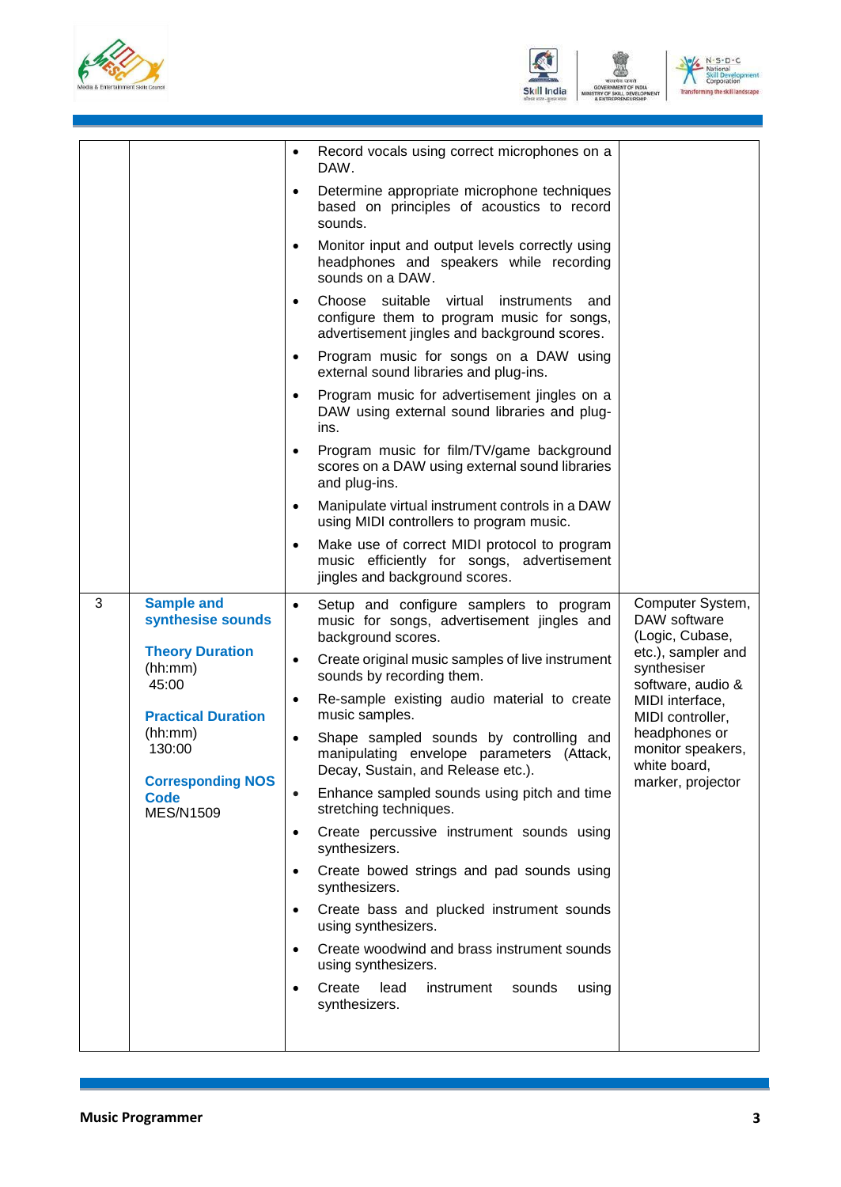| | | | |
|---|---|---|---|
| | | • Record vocals using correct microphones on a DAW.<br>• Determine appropriate microphone techniques based on principles of acoustics to record sounds.<br>• Monitor input and output levels correctly using headphones and speakers while recording sounds on a DAW.<br>• Choose suitable virtual instruments and configure them to program music for songs, advertisement jingles and background scores.<br>• Program music for songs on a DAW using external sound libraries and plug-ins.<br>• Program music for advertisement jingles on a DAW using external sound libraries and plug-ins.<br>• Program music for film/TV/game background scores on a DAW using external sound libraries and plug-ins.<br>• Manipulate virtual instrument controls in a DAW using MIDI controllers to program music.<br>• Make use of correct MIDI protocol to program music efficiently for songs, advertisement jingles and background scores. | |
| 3 | **Sample and synthesise sounds**<br><br>**Theory Duration** (hh:mm)<br>45:00<br><br>**Practical Duration** (hh:mm)<br>130:00<br><br>**Corresponding NOS Code**<br>MES/N1509 | • Setup and configure samplers to program music for songs, advertisement jingles and background scores.<br>• Create original music samples of live instrument sounds by recording them.<br>• Re-sample existing audio material to create music samples.<br>• Shape sampled sounds by controlling and manipulating envelope parameters (Attack, Decay, Sustain, and Release etc.).<br>• Enhance sampled sounds using pitch and time stretching techniques.<br>• Create percussive instrument sounds using synthesizers.<br>• Create bowed strings and pad sounds using synthesizers.<br>• Create bass and plucked instrument sounds using synthesizers.<br>• Create woodwind and brass instrument sounds using synthesizers.<br>• Create lead instrument sounds using synthesizers. | Computer System, DAW software (Logic, Cubase, etc.), sampler and synthesiser software, audio & MIDI interface, MIDI controller, headphones or monitor speakers, white board, marker, projector |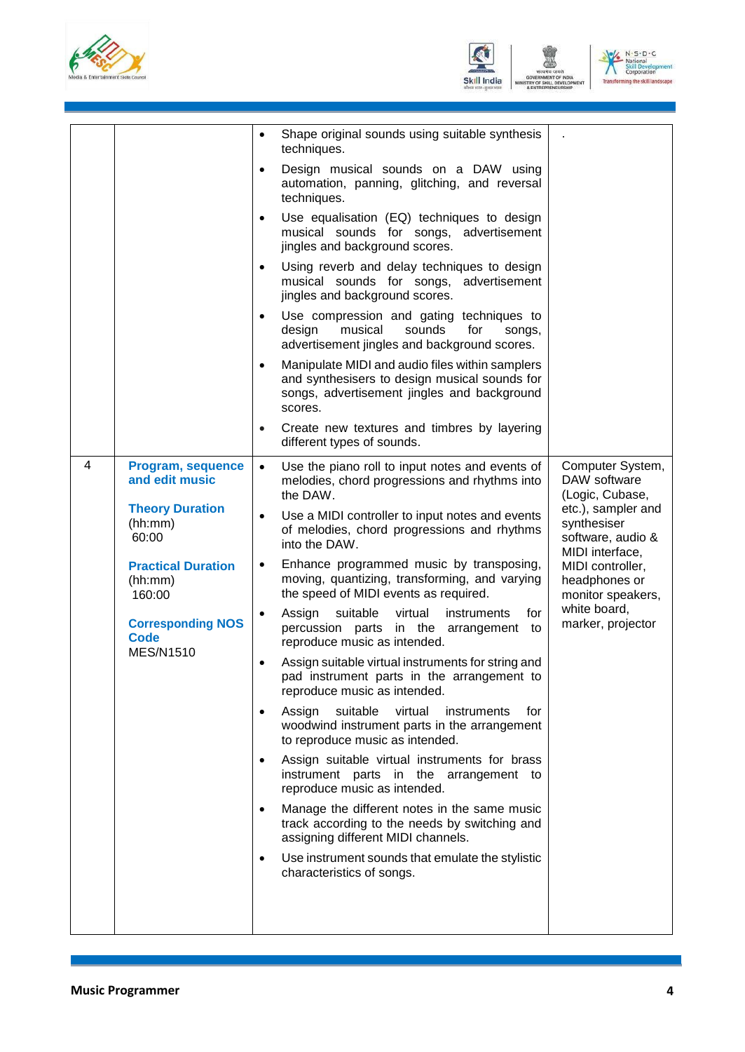|  |  |  |  |
|---|---|---|---|
|  |  | • Shape original sounds using suitable synthesis techniques.<br>• Design musical sounds on a DAW using automation, panning, glitching, and reversal techniques.<br>• Use equalisation (EQ) techniques to design musical sounds for songs, advertisement jingles and background scores.<br>• Using reverb and delay techniques to design musical sounds for songs, advertisement jingles and background scores.<br>• Use compression and gating techniques to design musical sounds for songs, advertisement jingles and background scores.<br>• Manipulate MIDI and audio files within samplers and synthesisers to design musical sounds for songs, advertisement jingles and background scores.<br>• Create new textures and timbres by layering different types of sounds. | . |
| 4 | **Program, sequence and edit music**<br><br>**Theory Duration** (hh:mm) 60:00<br><br>**Practical Duration** (hh:mm) 160:00<br><br>**Corresponding NOS Code** MES/N1510 | • Use the piano roll to input notes and events of melodies, chord progressions and rhythms into the DAW.<br>• Use a MIDI controller to input notes and events of melodies, chord progressions and rhythms into the DAW.<br>• Enhance programmed music by transposing, moving, quantizing, transforming, and varying the speed of MIDI events as required.<br>• Assign suitable virtual instruments for percussion parts in the arrangement to reproduce music as intended.<br>• Assign suitable virtual instruments for string and pad instrument parts in the arrangement to reproduce music as intended.<br>• Assign suitable virtual instruments for woodwind instrument parts in the arrangement to reproduce music as intended.<br>• Assign suitable virtual instruments for brass instrument parts in the arrangement to reproduce music as intended.<br>• Manage the different notes in the same music track according to the needs by switching and assigning different MIDI channels.<br>• Use instrument sounds that emulate the stylistic characteristics of songs. | Computer System, DAW software (Logic, Cubase, etc.), sampler and synthesiser software, audio & MIDI interface, MIDI controller, headphones or monitor speakers, white board, marker, projector |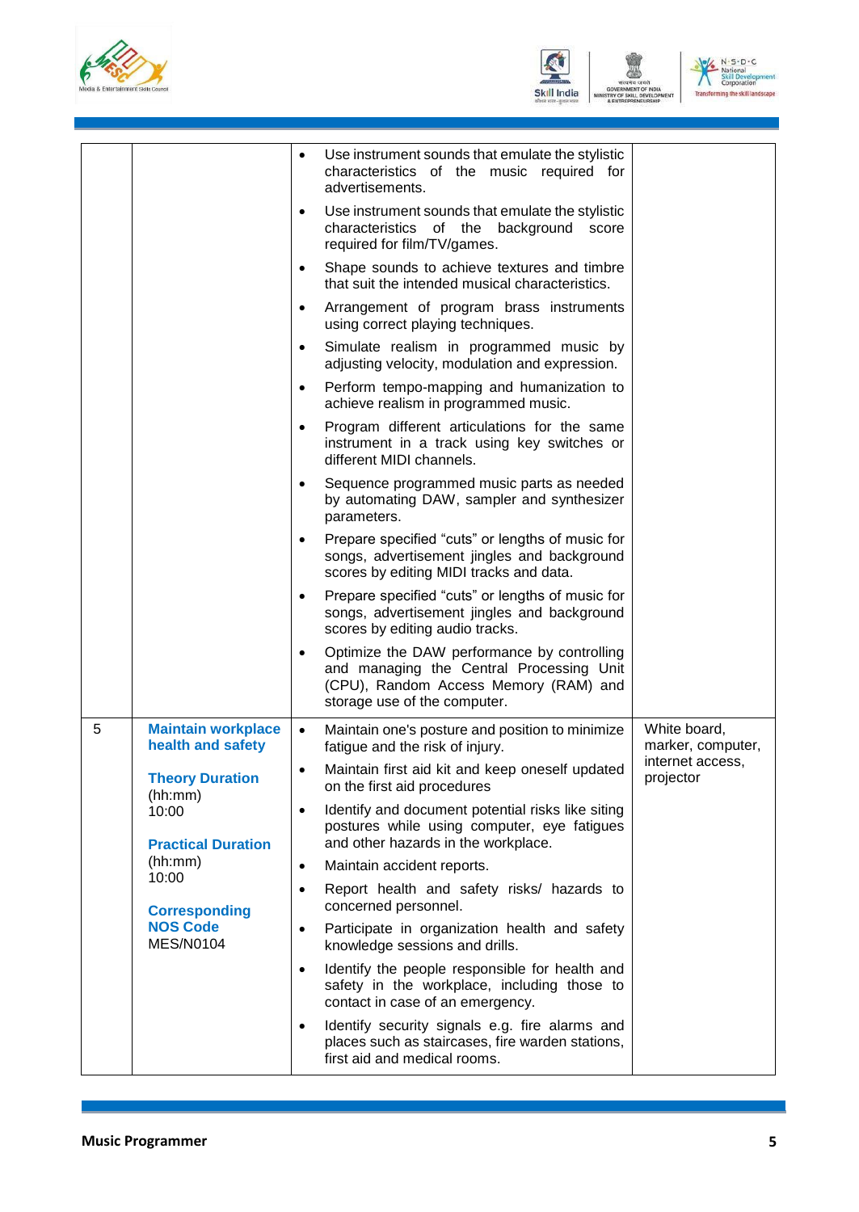| | | | |
|---|---|---|---|
| | | • Use instrument sounds that emulate the stylistic characteristics of the music required for advertisements.<br>• Use instrument sounds that emulate the stylistic characteristics of the background score required for film/TV/games.<br>• Shape sounds to achieve textures and timbre that suit the intended musical characteristics.<br>• Arrangement of program brass instruments using correct playing techniques.<br>• Simulate realism in programmed music by adjusting velocity, modulation and expression.<br>• Perform tempo-mapping and humanization to achieve realism in programmed music.<br>• Program different articulations for the same instrument in a track using key switches or different MIDI channels.<br>• Sequence programmed music parts as needed by automating DAW, sampler and synthesizer parameters.<br>• Prepare specified "cuts" or lengths of music for songs, advertisement jingles and background scores by editing MIDI tracks and data.<br>• Prepare specified "cuts" or lengths of music for songs, advertisement jingles and background scores by editing audio tracks.<br>• Optimize the DAW performance by controlling and managing the Central Processing Unit (CPU), Random Access Memory (RAM) and storage use of the computer. | |
| 5 | **Maintain workplace health and safety**<br><br>**Theory Duration** (hh:mm)<br>10:00<br><br>**Practical Duration** (hh:mm)<br>10:00<br><br>**Corresponding NOS Code**<br>MES/N0104 | • Maintain one's posture and position to minimize fatigue and the risk of injury.<br>• Maintain first aid kit and keep oneself updated on the first aid procedures<br>• Identify and document potential risks like siting postures while using computer, eye fatigues and other hazards in the workplace.<br>• Maintain accident reports.<br>• Report health and safety risks/ hazards to concerned personnel.<br>• Participate in organization health and safety knowledge sessions and drills.<br>• Identify the people responsible for health and safety in the workplace, including those to contact in case of an emergency.<br>• Identify security signals e.g. fire alarms and places such as staircases, fire warden stations, first aid and medical rooms. | White board, marker, computer, internet access, projector |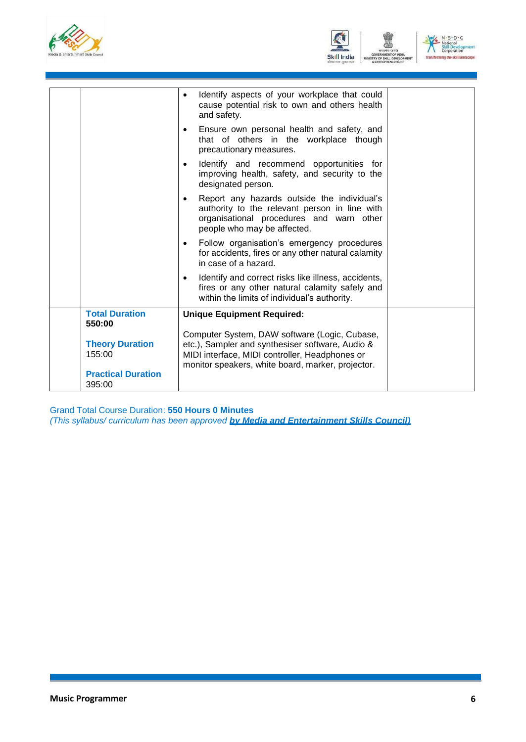| | | | |
|---|---|---|---|
| | | • Identify aspects of your workplace that could cause potential risk to own and others health and safety.<br>• Ensure own personal health and safety, and that of others in the workplace though precautionary measures.<br>• Identify and recommend opportunities for improving health, safety, and security to the designated person.<br>• Report any hazards outside the individual's authority to the relevant person in line with organisational procedures and warn other people who may be affected.<br>• Follow organisation's emergency procedures for accidents, fires or any other natural calamity in case of a hazard.<br>• Identify and correct risks like illness, accidents, fires or any other natural calamity safely and within the limits of individual's authority. | |
| | **Total Duration**<br>**550:00**<br><br>**Theory Duration**<br>155:00<br><br>**Practical Duration**<br>395:00 | **Unique Equipment Required:**<br><br>Computer System, DAW software (Logic, Cubase, etc.), Sampler and synthesiser software, Audio & MIDI interface, MIDI controller, Headphones or monitor speakers, white board, marker, projector. | |

Grand Total Course Duration: **550 Hours 0 Minutes**
*(This syllabus/ curriculum has been approved **by Media and Entertainment Skills Council)***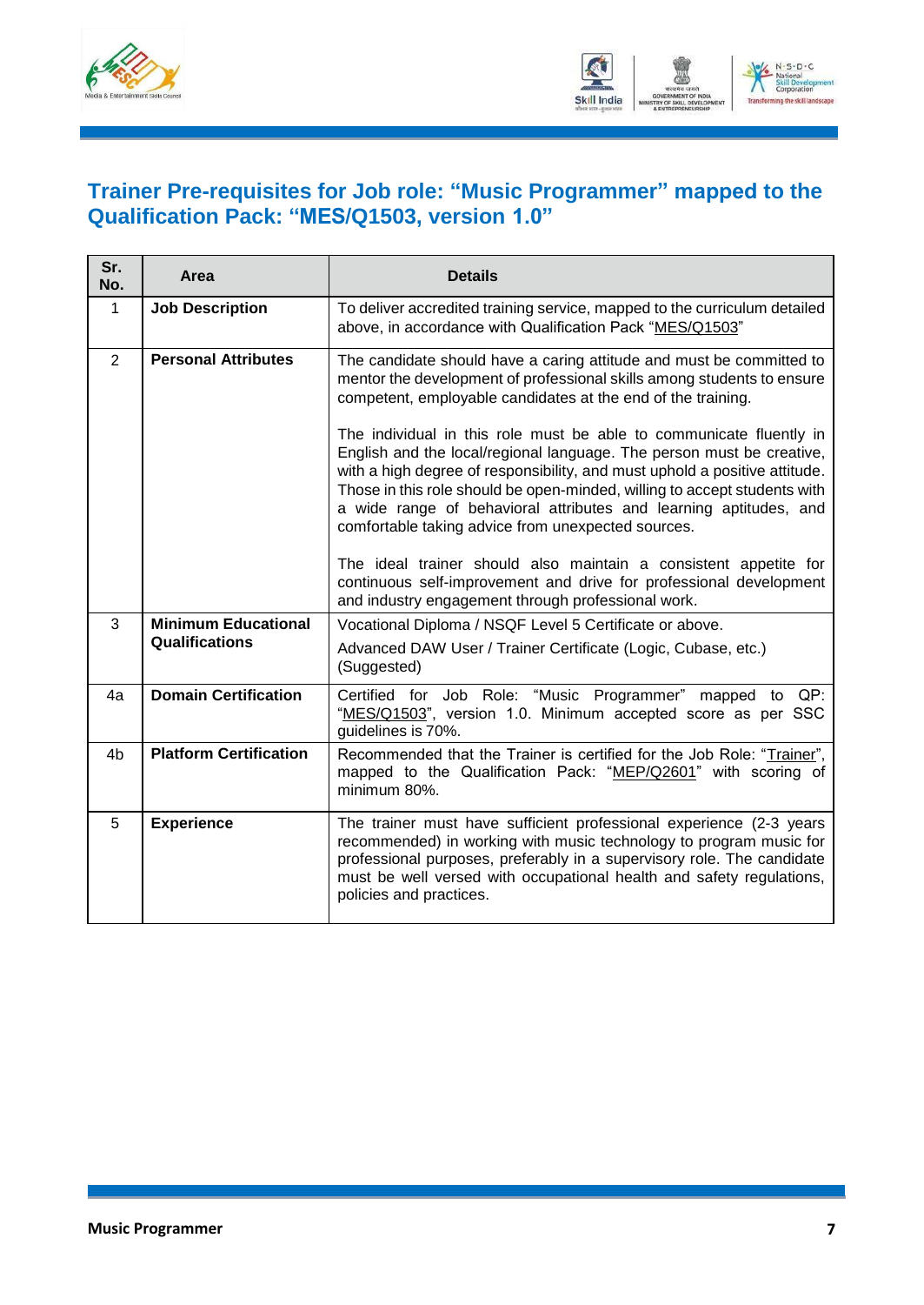## Trainer Pre-requisites for Job role: "Music Programmer" mapped to the Qualification Pack: "MES/Q1503, version 1.0"

| Sr. No. | Area | Details |
|---|---|---|
| 1 | **Job Description** | To deliver accredited training service, mapped to the curriculum detailed above, in accordance with Qualification Pack "MES/Q1503" |
| 2 | **Personal Attributes** | The candidate should have a caring attitude and must be committed to mentor the development of professional skills among students to ensure competent, employable candidates at the end of the training.<br><br>The individual in this role must be able to communicate fluently in English and the local/regional language. The person must be creative, with a high degree of responsibility, and must uphold a positive attitude. Those in this role should be open-minded, willing to accept students with a wide range of behavioral attributes and learning aptitudes, and comfortable taking advice from unexpected sources.<br><br>The ideal trainer should also maintain a consistent appetite for continuous self-improvement and drive for professional development and industry engagement through professional work. |
| 3 | **Minimum Educational Qualifications** | Vocational Diploma / NSQF Level 5 Certificate or above.<br>Advanced DAW User / Trainer Certificate (Logic, Cubase, etc.) (Suggested) |
| 4a | **Domain Certification** | Certified for Job Role: "Music Programmer" mapped to QP: "MES/Q1503", version 1.0. Minimum accepted score as per SSC guidelines is 70%. |
| 4b | **Platform Certification** | Recommended that the Trainer is certified for the Job Role: "Trainer", mapped to the Qualification Pack: "MEP/Q2601" with scoring of minimum 80%. |
| 5 | **Experience** | The trainer must have sufficient professional experience (2-3 years recommended) in working with music technology to program music for professional purposes, preferably in a supervisory role. The candidate must be well versed with occupational health and safety regulations, policies and practices. |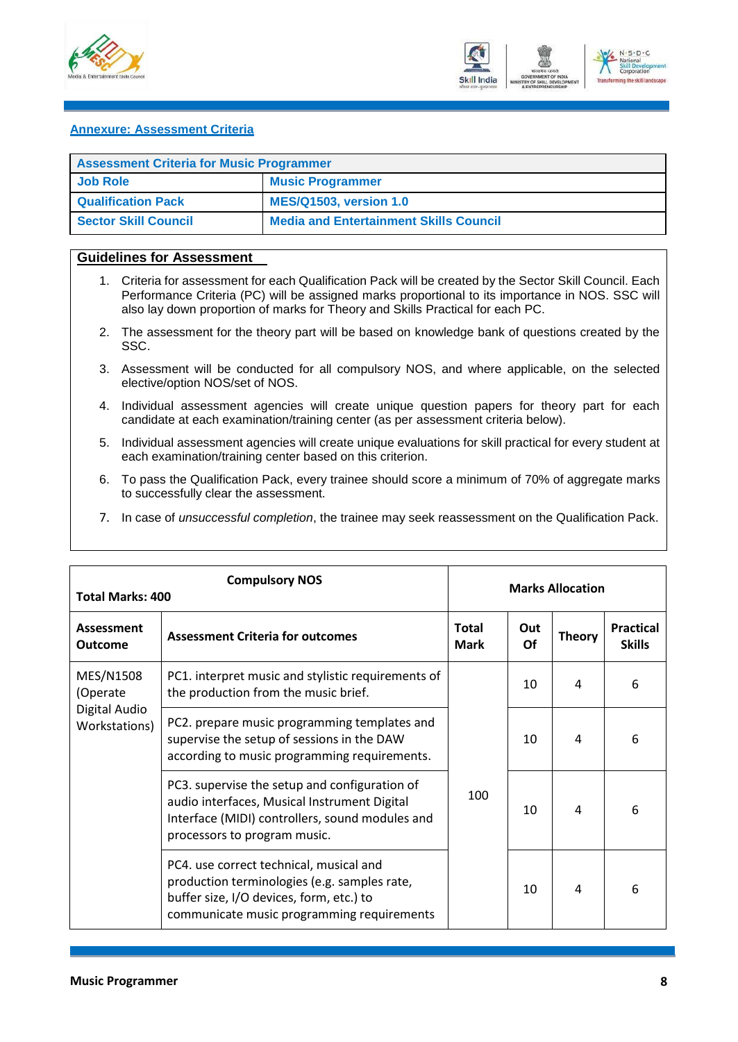## Annexure: Assessment Criteria

| Assessment Criteria for Music Programmer | |
|---|---|
| Job Role | Music Programmer |
| Qualification Pack | MES/Q1503, version 1.0 |
| Sector Skill Council | Media and Entertainment Skills Council |

### Guidelines for Assessment

1. Criteria for assessment for each Qualification Pack will be created by the Sector Skill Council. Each Performance Criteria (PC) will be assigned marks proportional to its importance in NOS. SSC will also lay down proportion of marks for Theory and Skills Practical for each PC.
2. The assessment for the theory part will be based on knowledge bank of questions created by the SSC.
3. Assessment will be conducted for all compulsory NOS, and where applicable, on the selected elective/option NOS/set of NOS.
4. Individual assessment agencies will create unique question papers for theory part for each candidate at each examination/training center (as per assessment criteria below).
5. Individual assessment agencies will create unique evaluations for skill practical for every student at each examination/training center based on this criterion.
6. To pass the Qualification Pack, every trainee should score a minimum of 70% of aggregate marks to successfully clear the assessment.
7. In case of *unsuccessful completion*, the trainee may seek reassessment on the Qualification Pack.

| Total Marks: 400 | Compulsory NOS | Marks Allocation | | | |
|---|---|---|---|---|---|
| **Assessment Outcome** | **Assessment Criteria for outcomes** | **Total Mark** | **Out Of** | **Theory** | **Practical Skills** |
| MES/N1508 (Operate Digital Audio Workstations) | PC1. interpret music and stylistic requirements of the production from the music brief. | 100 | 10 | 4 | 6 |
| | PC2. prepare music programming templates and supervise the setup of sessions in the DAW according to music programming requirements. | | 10 | 4 | 6 |
| | PC3. supervise the setup and configuration of audio interfaces, Musical Instrument Digital Interface (MIDI) controllers, sound modules and processors to program music. | | 10 | 4 | 6 |
| | PC4. use correct technical, musical and production terminologies (e.g. samples rate, buffer size, I/O devices, form, etc.) to communicate music programming requirements | | 10 | 4 | 6 |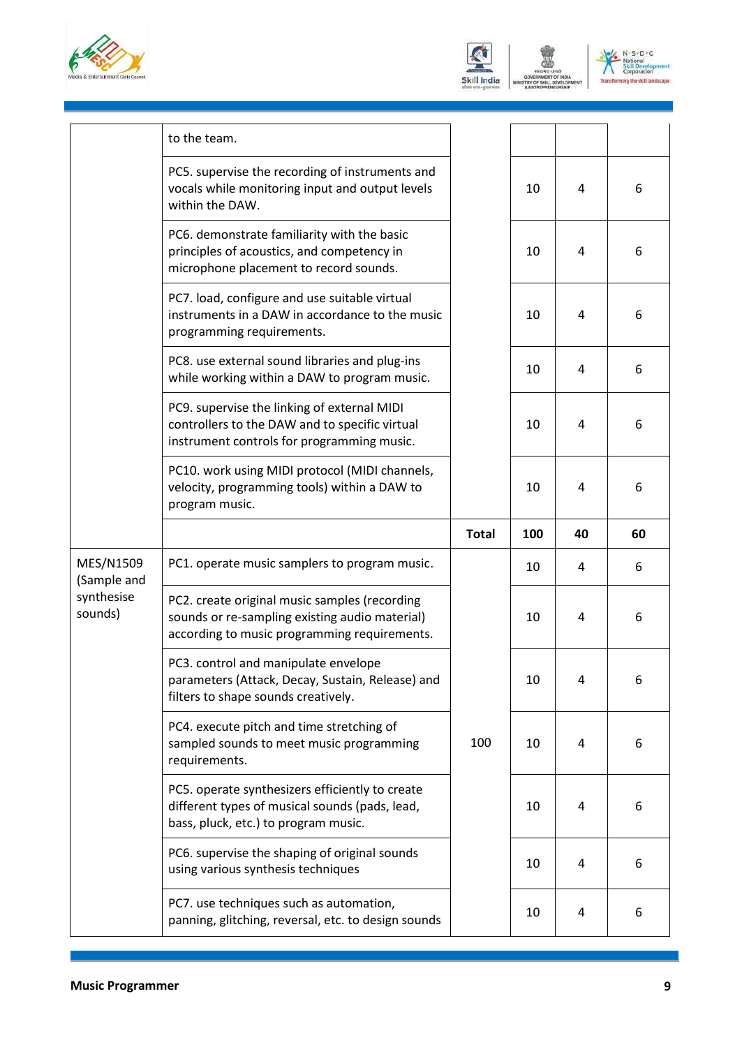| | | | | | |
|---|---|---|---|---|---|
| | to the team. | | | | |
| | PC5. supervise the recording of instruments and vocals while monitoring input and output levels within the DAW. | | 10 | 4 | 6 |
| | PC6. demonstrate familiarity with the basic principles of acoustics, and competency in microphone placement to record sounds. | | 10 | 4 | 6 |
| | PC7. load, configure and use suitable virtual instruments in a DAW in accordance to the music programming requirements. | | 10 | 4 | 6 |
| | PC8. use external sound libraries and plug-ins while working within a DAW to program music. | | 10 | 4 | 6 |
| | PC9. supervise the linking of external MIDI controllers to the DAW and to specific virtual instrument controls for programming music. | | 10 | 4 | 6 |
| | PC10. work using MIDI protocol (MIDI channels, velocity, programming tools) within a DAW to program music. | | 10 | 4 | 6 |
| | | **Total** | **100** | **40** | **60** |
| MES/N1509 (Sample and synthesise sounds) | PC1. operate music samplers to program music. | 100 | 10 | 4 | 6 |
| | PC2. create original music samples (recording sounds or re-sampling existing audio material) according to music programming requirements. | | 10 | 4 | 6 |
| | PC3. control and manipulate envelope parameters (Attack, Decay, Sustain, Release) and filters to shape sounds creatively. | | 10 | 4 | 6 |
| | PC4. execute pitch and time stretching of sampled sounds to meet music programming requirements. | | 10 | 4 | 6 |
| | PC5. operate synthesizers efficiently to create different types of musical sounds (pads, lead, bass, pluck, etc.) to program music. | | 10 | 4 | 6 |
| | PC6. supervise the shaping of original sounds using various synthesis techniques | | 10 | 4 | 6 |
| | PC7. use techniques such as automation, panning, glitching, reversal, etc. to design sounds | | 10 | 4 | 6 |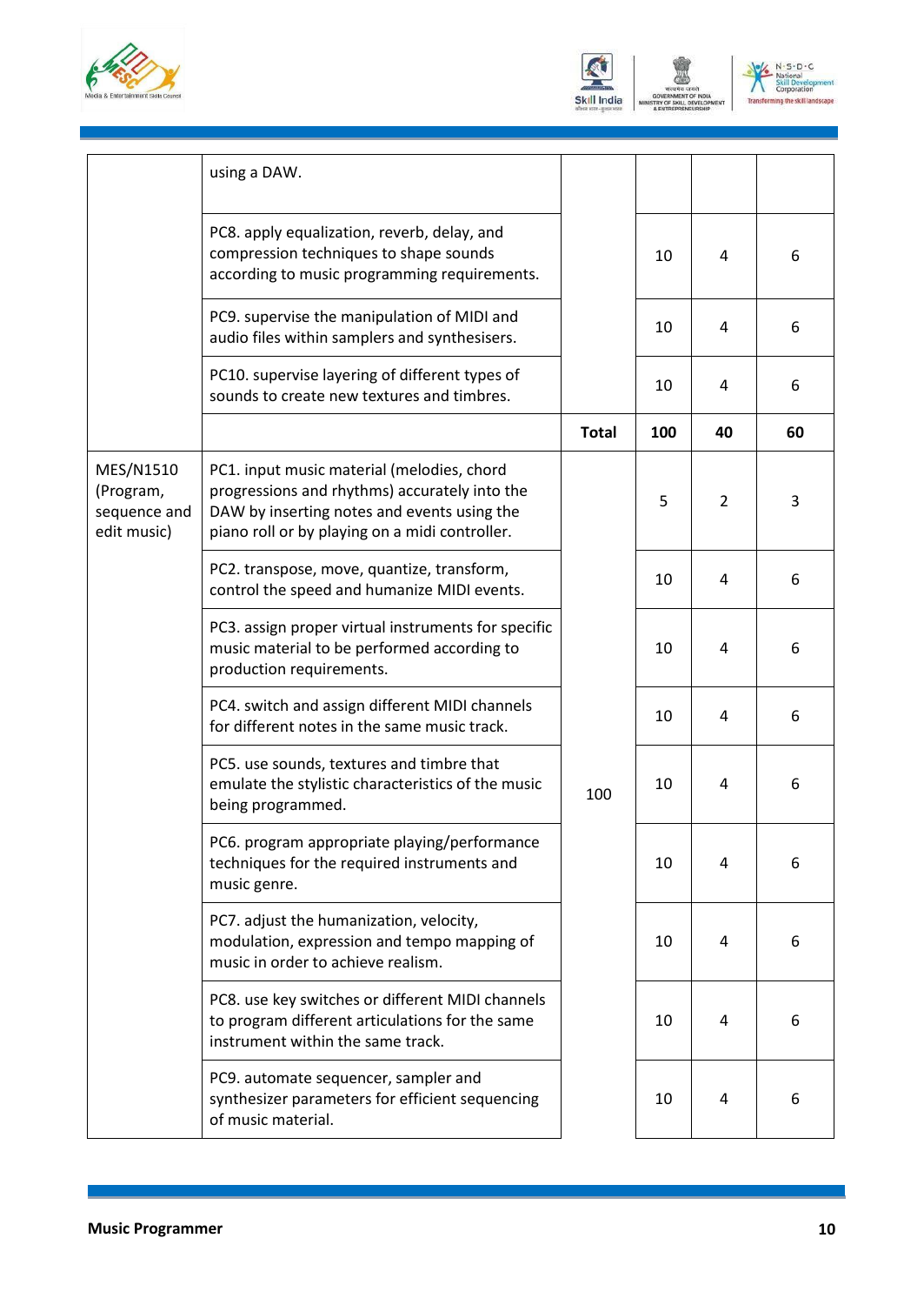| | | | | | |
|---|---|---|---|---|---|
| | using a DAW. | | | | |
| | PC8. apply equalization, reverb, delay, and compression techniques to shape sounds according to music programming requirements. | | 10 | 4 | 6 |
| | PC9. supervise the manipulation of MIDI and audio files within samplers and synthesisers. | | 10 | 4 | 6 |
| | PC10. supervise layering of different types of sounds to create new textures and timbres. | | 10 | 4 | 6 |
| | | **Total** | **100** | **40** | **60** |
| MES/N1510 (Program, sequence and edit music) | PC1. input music material (melodies, chord progressions and rhythms) accurately into the DAW by inserting notes and events using the piano roll or by playing on a midi controller. | 100 | 5 | 2 | 3 |
| | PC2. transpose, move, quantize, transform, control the speed and humanize MIDI events. | | 10 | 4 | 6 |
| | PC3. assign proper virtual instruments for specific music material to be performed according to production requirements. | | 10 | 4 | 6 |
| | PC4. switch and assign different MIDI channels for different notes in the same music track. | | 10 | 4 | 6 |
| | PC5. use sounds, textures and timbre that emulate the stylistic characteristics of the music being programmed. | | 10 | 4 | 6 |
| | PC6. program appropriate playing/performance techniques for the required instruments and music genre. | | 10 | 4 | 6 |
| | PC7. adjust the humanization, velocity, modulation, expression and tempo mapping of music in order to achieve realism. | | 10 | 4 | 6 |
| | PC8. use key switches or different MIDI channels to program different articulations for the same instrument within the same track. | | 10 | 4 | 6 |
| | PC9. automate sequencer, sampler and synthesizer parameters for efficient sequencing of music material. | | 10 | 4 | 6 |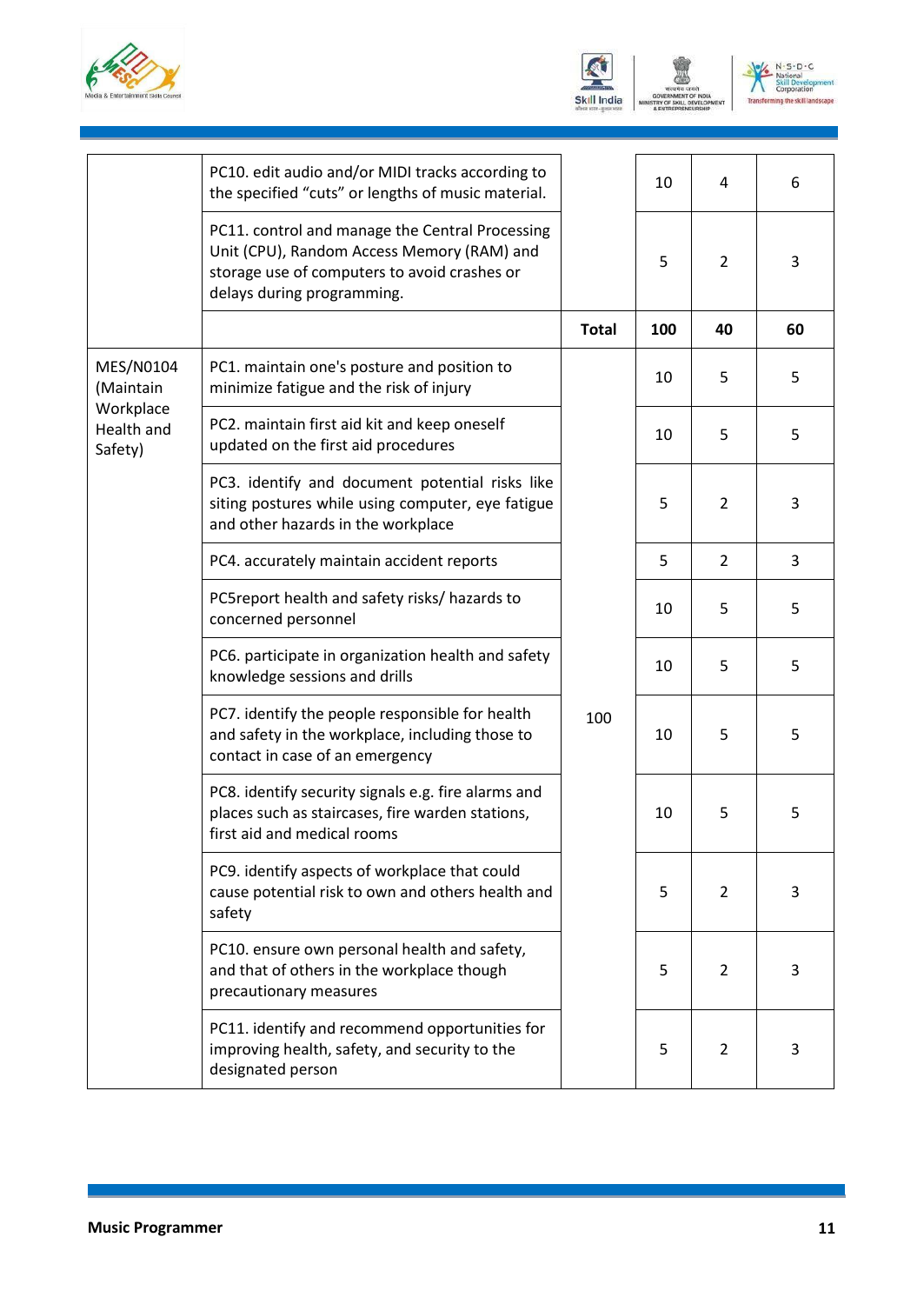| | | | | | |
|---|---|---|---|---|---|
| | PC10. edit audio and/or MIDI tracks according to the specified "cuts" or lengths of music material. | | 10 | 4 | 6 |
| | PC11. control and manage the Central Processing Unit (CPU), Random Access Memory (RAM) and storage use of computers to avoid crashes or delays during programming. | | 5 | 2 | 3 |
| | | **Total** | **100** | **40** | **60** |
| MES/N0104 (Maintain Workplace Health and Safety) | PC1. maintain one's posture and position to minimize fatigue and the risk of injury | 100 | 10 | 5 | 5 |
| | PC2. maintain first aid kit and keep oneself updated on the first aid procedures | | 10 | 5 | 5 |
| | PC3. identify and document potential risks like siting postures while using computer, eye fatigue and other hazards in the workplace | | 5 | 2 | 3 |
| | PC4. accurately maintain accident reports | | 5 | 2 | 3 |
| | PC5report health and safety risks/ hazards to concerned personnel | | 10 | 5 | 5 |
| | PC6. participate in organization health and safety knowledge sessions and drills | | 10 | 5 | 5 |
| | PC7. identify the people responsible for health and safety in the workplace, including those to contact in case of an emergency | | 10 | 5 | 5 |
| | PC8. identify security signals e.g. fire alarms and places such as staircases, fire warden stations, first aid and medical rooms | | 10 | 5 | 5 |
| | PC9. identify aspects of workplace that could cause potential risk to own and others health and safety | | 5 | 2 | 3 |
| | PC10. ensure own personal health and safety, and that of others in the workplace though precautionary measures | | 5 | 2 | 3 |
| | PC11. identify and recommend opportunities for improving health, safety, and security to the designated person | | 5 | 2 | 3 |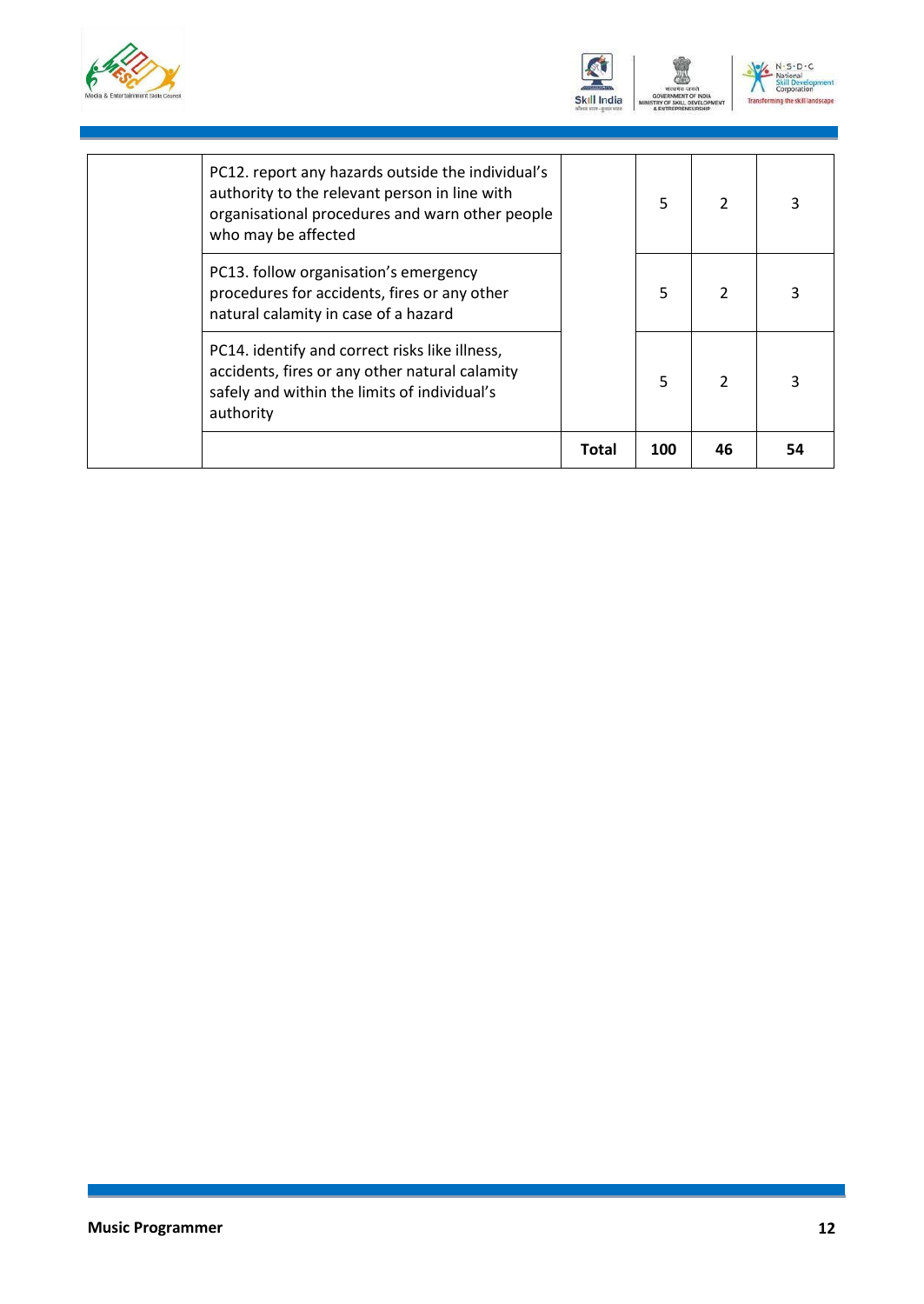| | | | | | |
|---|---|---|---|---|---|
| | PC12. report any hazards outside the individual's authority to the relevant person in line with organisational procedures and warn other people who may be affected | | 5 | 2 | 3 |
| | PC13. follow organisation's emergency procedures for accidents, fires or any other natural calamity in case of a hazard | | 5 | 2 | 3 |
| | PC14. identify and correct risks like illness, accidents, fires or any other natural calamity safely and within the limits of individual's authority | | 5 | 2 | 3 |
| | | **Total** | **100** | **46** | **54** |